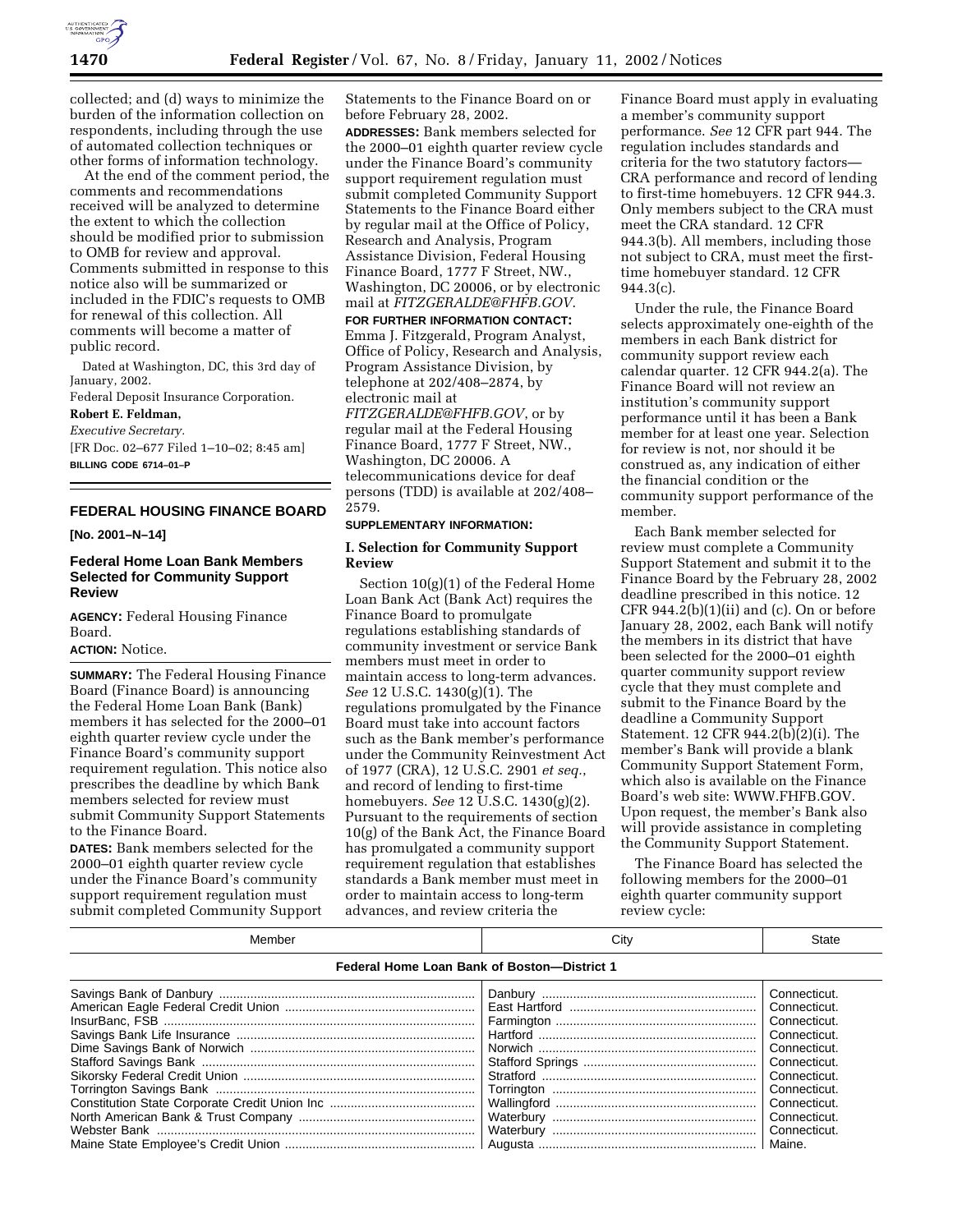collected; and (d) ways to minimize the burden of the information collection on respondents, including through the use of automated collection techniques or other forms of information technology.

At the end of the comment period, the comments and recommendations received will be analyzed to determine the extent to which the collection should be modified prior to submission to OMB for review and approval. Comments submitted in response to this notice also will be summarized or included in the FDIC's requests to OMB for renewal of this collection. All comments will become a matter of public record.

Dated at Washington, DC, this 3rd day of January, 2002.

Federal Deposit Insurance Corporation.

**Robert E. Feldman,**

*Executive Secretary.*

[FR Doc. 02–677 Filed 1–10–02; 8:45 am]

**BILLING CODE 6714–01–P**

## FEDERAL HOUSING FINANCE BOARD

**[No. 2001–N–14]**

### Federal Home Loan Bank Members Selected for Community Support Review

**AGENCY:** Federal Housing Finance Board.

**ACTION:** Notice.

**SUMMARY:** The Federal Housing Finance Board (Finance Board) is announcing the Federal Home Loan Bank (Bank) members it has selected for the 2000–01 eighth quarter review cycle under the Finance Board's community support requirement regulation. This notice also prescribes the deadline by which Bank members selected for review must submit Community Support Statements to the Finance Board.

**DATES:** Bank members selected for the 2000–01 eighth quarter review cycle under the Finance Board's community support requirement regulation must submit completed Community Support Statements to the Finance Board on or before February 28, 2002.

**ADDRESSES:** Bank members selected for the 2000–01 eighth quarter review cycle under the Finance Board's community support requirement regulation must submit completed Community Support Statements to the Finance Board either by regular mail at the Office of Policy, Research and Analysis, Program Assistance Division, Federal Housing Finance Board, 1777 F Street, NW., Washington, DC 20006, or by electronic mail at *FITZGERALDE@FHFB.GOV.*

**FOR FURTHER INFORMATION CONTACT:** Emma J. Fitzgerald, Program Analyst, Office of Policy, Research and Analysis, Program Assistance Division, by telephone at 202/408–2874, by electronic mail at *FITZGERALDE@FHFB.GOV,* or by regular mail at the Federal Housing Finance Board, 1777 F Street, NW., Washington, DC 20006. A telecommunications device for deaf persons (TDD) is available at 202/408–2579.

**SUPPLEMENTARY INFORMATION:**

#### I. Selection for Community Support Review

Section 10(g)(1) of the Federal Home Loan Bank Act (Bank Act) requires the Finance Board to promulgate regulations establishing standards of community investment or service Bank members must meet in order to maintain access to long-term advances. *See* 12 U.S.C. 1430(g)(1). The regulations promulgated by the Finance Board must take into account factors such as the Bank member's performance under the Community Reinvestment Act of 1977 (CRA), 12 U.S.C. 2901 *et seq.,* and record of lending to first-time homebuyers. *See* 12 U.S.C. 1430(g)(2). Pursuant to the requirements of section 10(g) of the Bank Act, the Finance Board has promulgated a community support requirement regulation that establishes standards a Bank member must meet in order to maintain access to long-term advances, and review criteria the Finance Board must apply in evaluating a member's community support performance. *See* 12 CFR part 944. The regulation includes standards and criteria for the two statutory factors—CRA performance and record of lending to first-time homebuyers. 12 CFR 944.3. Only members subject to the CRA must meet the CRA standard. 12 CFR 944.3(b). All members, including those not subject to CRA, must meet the first-time homebuyer standard. 12 CFR 944.3(c).

Under the rule, the Finance Board selects approximately one-eighth of the members in each Bank district for community support review each calendar quarter. 12 CFR 944.2(a). The Finance Board will not review an institution's community support performance until it has been a Bank member for at least one year. Selection for review is not, nor should it be construed as, any indication of either the financial condition or the community support performance of the member.

Each Bank member selected for review must complete a Community Support Statement and submit it to the Finance Board by the February 28, 2002 deadline prescribed in this notice. 12 CFR 944.2(b)(1)(ii) and (c). On or before January 28, 2002, each Bank will notify the members in its district that have been selected for the 2000–01 eighth quarter community support review cycle that they must complete and submit to the Finance Board by the deadline a Community Support Statement. 12 CFR 944.2(b)(2)(i). The member's Bank will provide a blank Community Support Statement Form, which also is available on the Finance Board's web site: WWW.FHFB.GOV. Upon request, the member's Bank also will provide assistance in completing the Community Support Statement.

The Finance Board has selected the following members for the 2000–01 eighth quarter community support review cycle:

| Member | City | State |
|---|---|---|
| **Federal Home Loan Bank of Boston—District 1** | | |
| Savings Bank of Danbury | Danbury | Connecticut. |
| American Eagle Federal Credit Union | East Hartford | Connecticut. |
| InsurBanc, FSB | Farmington | Connecticut. |
| Savings Bank Life Insurance | Hartford | Connecticut. |
| Dime Savings Bank of Norwich | Norwich | Connecticut. |
| Stafford Savings Bank | Stafford Springs | Connecticut. |
| Sikorsky Federal Credit Union | Stratford | Connecticut. |
| Torrington Savings Bank | Torrington | Connecticut. |
| Constitution State Corporate Credit Union Inc | Wallingford | Connecticut. |
| North American Bank & Trust Company | Waterbury | Connecticut. |
| Webster Bank | Waterbury | Connecticut. |
| Maine State Employee's Credit Union | Augusta | Maine. |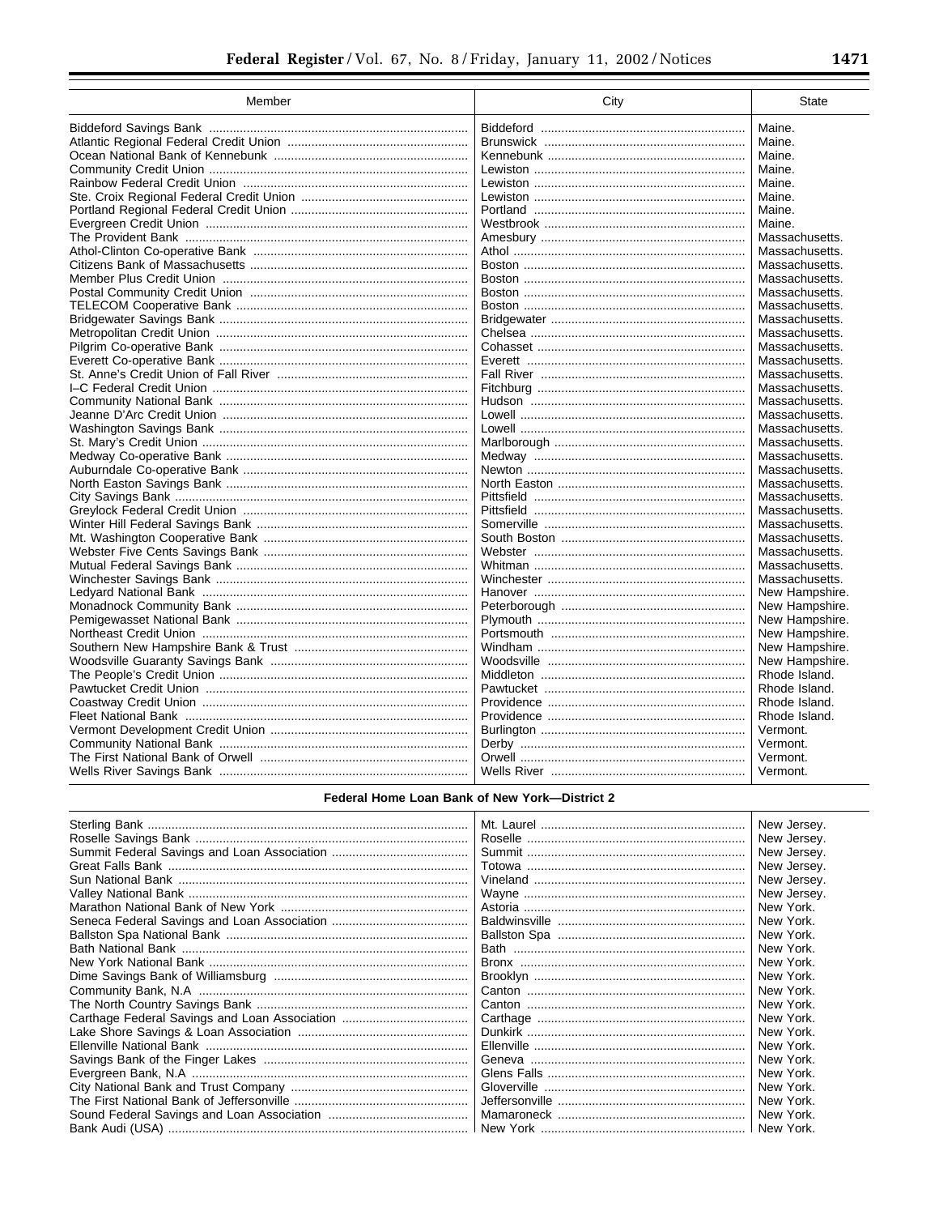| Member | City | State |
|---|---|---|
| Biddeford Savings Bank | Biddeford | Maine. |
| Atlantic Regional Federal Credit Union | Brunswick | Maine. |
| Ocean National Bank of Kennebunk | Kennebunk | Maine. |
| Community Credit Union | Lewiston | Maine. |
| Rainbow Federal Credit Union | Lewiston | Maine. |
| Ste. Croix Regional Federal Credit Union | Lewiston | Maine. |
| Portland Regional Federal Credit Union | Portland | Maine. |
| Evergreen Credit Union | Westbrook | Maine. |
| The Provident Bank | Amesbury | Massachusetts. |
| Athol-Clinton Co-operative Bank | Athol | Massachusetts. |
| Citizens Bank of Massachusetts | Boston | Massachusetts. |
| Member Plus Credit Union | Boston | Massachusetts. |
| Postal Community Credit Union | Boston | Massachusetts. |
| TELECOM Cooperative Bank | Boston | Massachusetts. |
| Bridgewater Savings Bank | Bridgewater | Massachusetts. |
| Metropolitan Credit Union | Chelsea | Massachusetts. |
| Pilgrim Co-operative Bank | Cohasset | Massachusetts. |
| Everett Co-operative Bank | Everett | Massachusetts. |
| St. Anne's Credit Union of Fall River | Fall River | Massachusetts. |
| I–C Federal Credit Union | Fitchburg | Massachusetts. |
| Community National Bank | Hudson | Massachusetts. |
| Jeanne D'Arc Credit Union | Lowell | Massachusetts. |
| Washington Savings Bank | Lowell | Massachusetts. |
| St. Mary's Credit Union | Marlborough | Massachusetts. |
| Medway Co-operative Bank | Medway | Massachusetts. |
| Auburndale Co-operative Bank | Newton | Massachusetts. |
| North Easton Savings Bank | North Easton | Massachusetts. |
| City Savings Bank | Pittsfield | Massachusetts. |
| Greylock Federal Credit Union | Pittsfield | Massachusetts. |
| Winter Hill Federal Savings Bank | Somerville | Massachusetts. |
| Mt. Washington Cooperative Bank | South Boston | Massachusetts. |
| Webster Five Cents Savings Bank | Webster | Massachusetts. |
| Mutual Federal Savings Bank | Whitman | Massachusetts. |
| Winchester Savings Bank | Winchester | Massachusetts. |
| Ledyard National Bank | Hanover | New Hampshire. |
| Monadnock Community Bank | Peterborough | New Hampshire. |
| Pemigewasset National Bank | Plymouth | New Hampshire. |
| Northeast Credit Union | Portsmouth | New Hampshire. |
| Southern New Hampshire Bank & Trust | Windham | New Hampshire. |
| Woodsville Guaranty Savings Bank | Woodsville | New Hampshire. |
| The People's Credit Union | Middleton | Rhode Island. |
| Pawtucket Credit Union | Pawtucket | Rhode Island. |
| Coastway Credit Union | Providence | Rhode Island. |
| Fleet National Bank | Providence | Rhode Island. |
| Vermont Development Credit Union | Burlington | Vermont. |
| Community National Bank | Derby | Vermont. |
| The First National Bank of Orwell | Orwell | Vermont. |
| Wells River Savings Bank | Wells River | Vermont. |
| **Federal Home Loan Bank of New York—District 2** | | |
| Sterling Bank | Mt. Laurel | New Jersey. |
| Roselle Savings Bank | Roselle | New Jersey. |
| Summit Federal Savings and Loan Association | Summit | New Jersey. |
| Great Falls Bank | Totowa | New Jersey. |
| Sun National Bank | Vineland | New Jersey. |
| Valley National Bank | Wayne | New Jersey. |
| Marathon National Bank of New York | Astoria | New York. |
| Seneca Federal Savings and Loan Association | Baldwinsville | New York. |
| Ballston Spa National Bank | Ballston Spa | New York. |
| Bath National Bank | Bath | New York. |
| New York National Bank | Bronx | New York. |
| Dime Savings Bank of Williamsburg | Brooklyn | New York. |
| Community Bank, N.A | Canton | New York. |
| The North Country Savings Bank | Canton | New York. |
| Carthage Federal Savings and Loan Association | Carthage | New York. |
| Lake Shore Savings & Loan Association | Dunkirk | New York. |
| Ellenville National Bank | Ellenville | New York. |
| Savings Bank of the Finger Lakes | Geneva | New York. |
| Evergreen Bank, N.A | Glens Falls | New York. |
| City National Bank and Trust Company | Gloverville | New York. |
| The First National Bank of Jeffersonville | Jeffersonville | New York. |
| Sound Federal Savings and Loan Association | Mamaroneck | New York. |
| Bank Audi (USA) | New York | New York. |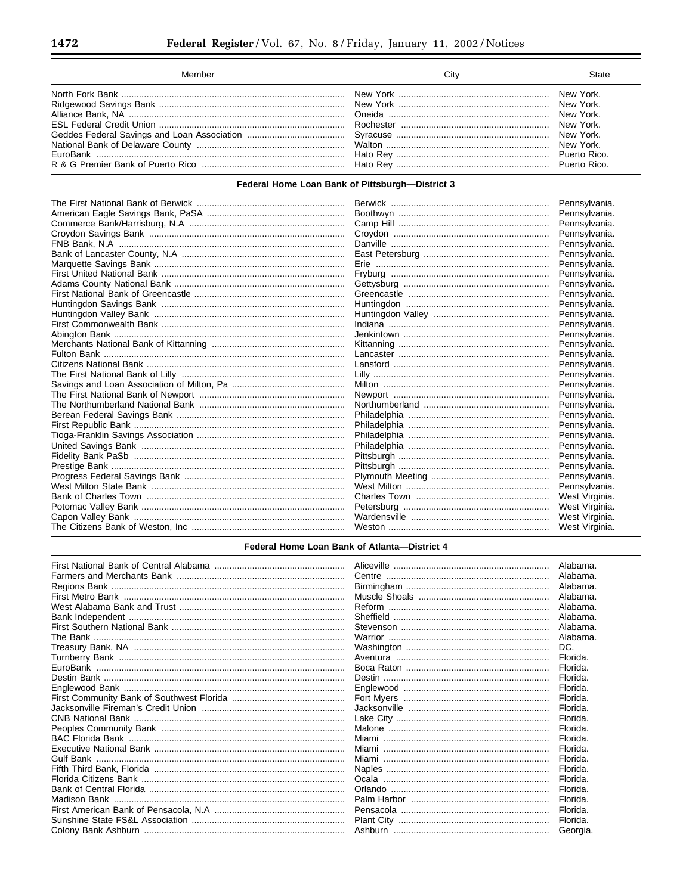| Member | City | State |
|---|---|---|
| North Fork Bank | New York | New York. |
| Ridgewood Savings Bank | New York | New York. |
| Alliance Bank, NA | Oneida | New York. |
| ESL Federal Credit Union | Rochester | New York. |
| Geddes Federal Savings and Loan Association | Syracuse | New York. |
| National Bank of Delaware County | Walton | New York. |
| EuroBank | Hato Rey | Puerto Rico. |
| R & G Premier Bank of Puerto Rico | Hato Rey | Puerto Rico. |
| **Federal Home Loan Bank of Pittsburgh—District 3** | | |
| The First National Bank of Berwick | Berwick | Pennsylvania. |
| American Eagle Savings Bank, PaSA | Boothwyn | Pennsylvania. |
| Commerce Bank/Harrisburg, N.A | Camp Hill | Pennsylvania. |
| Croydon Savings Bank | Croydon | Pennsylvania. |
| FNB Bank, N.A | Danville | Pennsylvania. |
| Bank of Lancaster County, N.A | East Petersburg | Pennsylvania. |
| Marquette Savings Bank | Erie | Pennsylvania. |
| First United National Bank | Fryburg | Pennsylvania. |
| Adams County National Bank | Gettysburg | Pennsylvania. |
| First National Bank of Greencastle | Greencastle | Pennsylvania. |
| Huntingdon Savings Bank | Huntingdon | Pennsylvania. |
| Huntingdon Valley Bank | Huntingdon Valley | Pennsylvania. |
| First Commonwealth Bank | Indiana | Pennsylvania. |
| Abington Bank | Jenkintown | Pennsylvania. |
| Merchants National Bank of Kittanning | Kittanning | Pennsylvania. |
| Fulton Bank | Lancaster | Pennsylvania. |
| Citizens National Bank | Lansford | Pennsylvania. |
| The First National Bank of Lilly | Lilly | Pennsylvania. |
| Savings and Loan Association of Milton, Pa | Milton | Pennsylvania. |
| The First National Bank of Newport | Newport | Pennsylvania. |
| The Northumberland National Bank | Northumberland | Pennsylvania. |
| Berean Federal Savings Bank | Philadelphia | Pennsylvania. |
| First Republic Bank | Philadelphia | Pennsylvania. |
| Tioga-Franklin Savings Association | Philadelphia | Pennsylvania. |
| United Savings Bank | Philadelphia | Pennsylvania. |
| Fidelity Bank PaSb | Pittsburgh | Pennsylvania. |
| Prestige Bank | Pittsburgh | Pennsylvania. |
| Progress Federal Savings Bank | Plymouth Meeting | Pennsylvania. |
| West Milton State Bank | West Milton | Pennsylvania. |
| Bank of Charles Town | Charles Town | West Virginia. |
| Potomac Valley Bank | Petersburg | West Virginia. |
| Capon Valley Bank | Wardensville | West Virginia. |
| The Citizens Bank of Weston, Inc | Weston | West Virginia. |
| **Federal Home Loan Bank of Atlanta—District 4** | | |
| First National Bank of Central Alabama | Aliceville | Alabama. |
| Farmers and Merchants Bank | Centre | Alabama. |
| Regions Bank | Birmingham | Alabama. |
| First Metro Bank | Muscle Shoals | Alabama. |
| West Alabama Bank and Trust | Reform | Alabama. |
| Bank Independent | Sheffield | Alabama. |
| First Southern National Bank | Stevenson | Alabama. |
| The Bank | Warrior | Alabama. |
| Treasury Bank, NA | Washington | DC. |
| Turnberry Bank | Aventura | Florida. |
| EuroBank | Boca Raton | Florida. |
| Destin Bank | Destin | Florida. |
| Englewood Bank | Englewood | Florida. |
| First Community Bank of Southwest Florida | Fort Myers | Florida. |
| Jacksonville Fireman's Credit Union | Jacksonville | Florida. |
| CNB National Bank | Lake City | Florida. |
| Peoples Community Bank | Malone | Florida. |
| BAC Florida Bank | Miami | Florida. |
| Executive National Bank | Miami | Florida. |
| Gulf Bank | Miami | Florida. |
| Fifth Third Bank, Florida | Naples | Florida. |
| Florida Citizens Bank | Ocala | Florida. |
| Bank of Central Florida | Orlando | Florida. |
| Madison Bank | Palm Harbor | Florida. |
| First American Bank of Pensacola, N.A | Pensacola | Florida. |
| Sunshine State FS&L Association | Plant City | Florida. |
| Colony Bank Ashburn | Ashburn | Georgia. |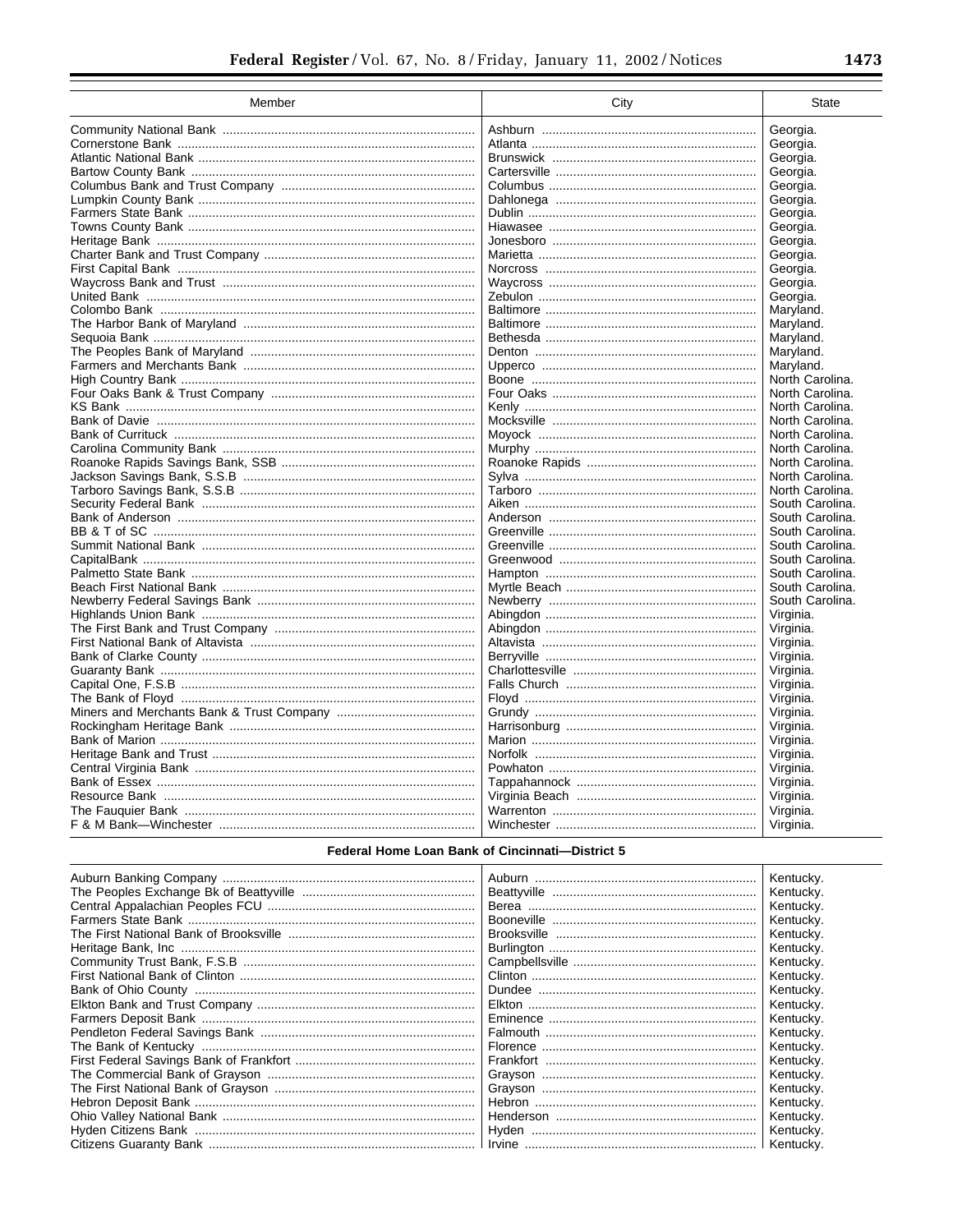| Member | City | State |
|---|---|---|
| Community National Bank | Ashburn | Georgia. |
| Cornerstone Bank | Atlanta | Georgia. |
| Atlantic National Bank | Brunswick | Georgia. |
| Bartow County Bank | Cartersville | Georgia. |
| Columbus Bank and Trust Company | Columbus | Georgia. |
| Lumpkin County Bank | Dahlonega | Georgia. |
| Farmers State Bank | Dublin | Georgia. |
| Towns County Bank | Hiawasee | Georgia. |
| Heritage Bank | Jonesboro | Georgia. |
| Charter Bank and Trust Company | Marietta | Georgia. |
| First Capital Bank | Norcross | Georgia. |
| Waycross Bank and Trust | Waycross | Georgia. |
| United Bank | Zebulon | Georgia. |
| Colombo Bank | Baltimore | Maryland. |
| The Harbor Bank of Maryland | Baltimore | Maryland. |
| Sequoia Bank | Bethesda | Maryland. |
| The Peoples Bank of Maryland | Denton | Maryland. |
| Farmers and Merchants Bank | Upperco | Maryland. |
| High Country Bank | Boone | North Carolina. |
| Four Oaks Bank & Trust Company | Four Oaks | North Carolina. |
| KS Bank | Kenly | North Carolina. |
| Bank of Davie | Mocksville | North Carolina. |
| Bank of Currituck | Moyock | North Carolina. |
| Carolina Community Bank | Murphy | North Carolina. |
| Roanoke Rapids Savings Bank, SSB | Roanoke Rapids | North Carolina. |
| Jackson Savings Bank, S.S.B | Sylva | North Carolina. |
| Tarboro Savings Bank, S.S.B | Tarboro | North Carolina. |
| Security Federal Bank | Aiken | South Carolina. |
| Bank of Anderson | Anderson | South Carolina. |
| BB & T of SC | Greenville | South Carolina. |
| Summit National Bank | Greenville | South Carolina. |
| CapitalBank | Greenwood | South Carolina. |
| Palmetto State Bank | Hampton | South Carolina. |
| Beach First National Bank | Myrtle Beach | South Carolina. |
| Newberry Federal Savings Bank | Newberry | South Carolina. |
| Highlands Union Bank | Abingdon | Virginia. |
| The First Bank and Trust Company | Abingdon | Virginia. |
| First National Bank of Altavista | Altavista | Virginia. |
| Bank of Clarke County | Berryville | Virginia. |
| Guaranty Bank | Charlottesville | Virginia. |
| Capital One, F.S.B | Falls Church | Virginia. |
| The Bank of Floyd | Floyd | Virginia. |
| Miners and Merchants Bank & Trust Company | Grundy | Virginia. |
| Rockingham Heritage Bank | Harrisonburg | Virginia. |
| Bank of Marion | Marion | Virginia. |
| Heritage Bank and Trust | Norfolk | Virginia. |
| Central Virginia Bank | Powhaton | Virginia. |
| Bank of Essex | Tappahannock | Virginia. |
| Resource Bank | Virginia Beach | Virginia. |
| The Fauquier Bank | Warrenton | Virginia. |
| F & M Bank—Winchester | Winchester | Virginia. |

**Federal Home Loan Bank of Cincinnati—District 5**

| Member | City | State |
|---|---|---|
| Auburn Banking Company | Auburn | Kentucky. |
| The Peoples Exchange Bk of Beattyville | Beattyville | Kentucky. |
| Central Appalachian Peoples FCU | Berea | Kentucky. |
| Farmers State Bank | Booneville | Kentucky. |
| The First National Bank of Brooksville | Brooksville | Kentucky. |
| Heritage Bank, Inc | Burlington | Kentucky. |
| Community Trust Bank, F.S.B | Campbellsville | Kentucky. |
| First National Bank of Clinton | Clinton | Kentucky. |
| Bank of Ohio County | Dundee | Kentucky. |
| Elkton Bank and Trust Company | Elkton | Kentucky. |
| Farmers Deposit Bank | Eminence | Kentucky. |
| Pendleton Federal Savings Bank | Falmouth | Kentucky. |
| The Bank of Kentucky | Florence | Kentucky. |
| First Federal Savings Bank of Frankfort | Frankfort | Kentucky. |
| The Commercial Bank of Grayson | Grayson | Kentucky. |
| The First National Bank of Grayson | Grayson | Kentucky. |
| Hebron Deposit Bank | Hebron | Kentucky. |
| Ohio Valley National Bank | Henderson | Kentucky. |
| Hyden Citizens Bank | Hyden | Kentucky. |
| Citizens Guaranty Bank | Irvine | Kentucky. |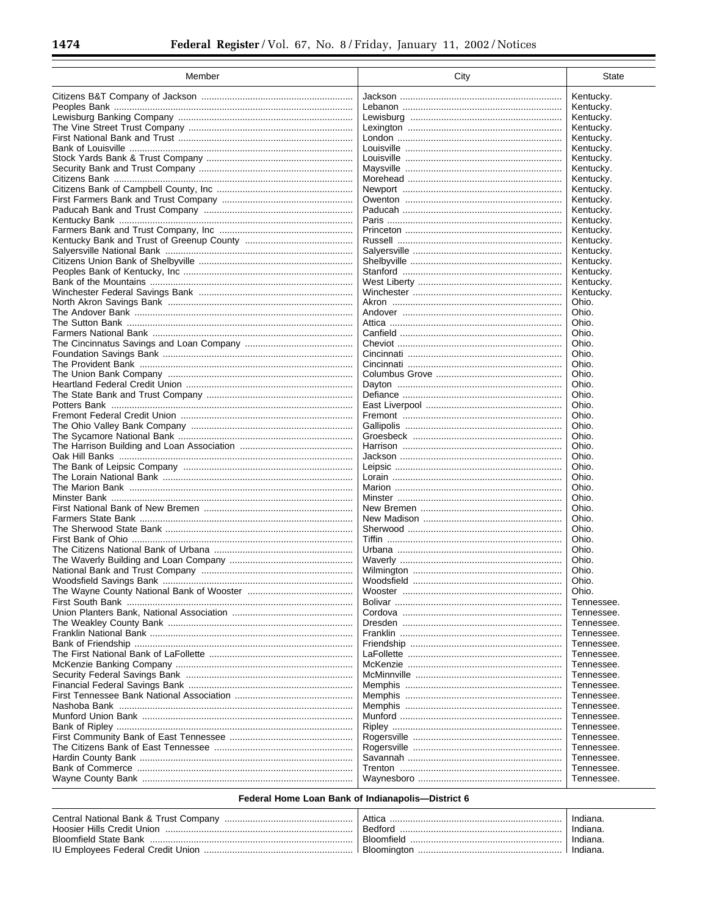| Member | City | State |
|---|---|---|
| Citizens B&T Company of Jackson | Jackson | Kentucky. |
| Peoples Bank | Lebanon | Kentucky. |
| Lewisburg Banking Company | Lewisburg | Kentucky. |
| The Vine Street Trust Company | Lexington | Kentucky. |
| First National Bank and Trust | London | Kentucky. |
| Bank of Louisville | Louisville | Kentucky. |
| Stock Yards Bank & Trust Company | Louisville | Kentucky. |
| Security Bank and Trust Company | Maysville | Kentucky. |
| Citizens Bank | Morehead | Kentucky. |
| Citizens Bank of Campbell County, Inc | Newport | Kentucky. |
| First Farmers Bank and Trust Company | Owenton | Kentucky. |
| Paducah Bank and Trust Company | Paducah | Kentucky. |
| Kentucky Bank | Paris | Kentucky. |
| Farmers Bank and Trust Company, Inc | Princeton | Kentucky. |
| Kentucky Bank and Trust of Greenup County | Russell | Kentucky. |
| Salyersville National Bank | Salyersville | Kentucky. |
| Citizens Union Bank of Shelbyville | Shelbyville | Kentucky. |
| Peoples Bank of Kentucky, Inc | Stanford | Kentucky. |
| Bank of the Mountains | West Liberty | Kentucky. |
| Winchester Federal Savings Bank | Winchester | Kentucky. |
| North Akron Savings Bank | Akron | Ohio. |
| The Andover Bank | Andover | Ohio. |
| The Sutton Bank | Attica | Ohio. |
| Farmers National Bank | Canfield | Ohio. |
| The Cincinnatus Savings and Loan Company | Cheviot | Ohio. |
| Foundation Savings Bank | Cincinnati | Ohio. |
| The Provident Bank | Cincinnati | Ohio. |
| The Union Bank Company | Columbus Grove | Ohio. |
| Heartland Federal Credit Union | Dayton | Ohio. |
| The State Bank and Trust Company | Defiance | Ohio. |
| Potters Bank | East Liverpool | Ohio. |
| Fremont Federal Credit Union | Fremont | Ohio. |
| The Ohio Valley Bank Company | Gallipolis | Ohio. |
| The Sycamore National Bank | Groesbeck | Ohio. |
| The Harrison Building and Loan Association | Harrison | Ohio. |
| Oak Hill Banks | Jackson | Ohio. |
| The Bank of Leipsic Company | Leipsic | Ohio. |
| The Lorain National Bank | Lorain | Ohio. |
| The Marion Bank | Marion | Ohio. |
| Minster Bank | Minster | Ohio. |
| First National Bank of New Bremen | New Bremen | Ohio. |
| Farmers State Bank | New Madison | Ohio. |
| The Sherwood State Bank | Sherwood | Ohio. |
| First Bank of Ohio | Tiffin | Ohio. |
| The Citizens National Bank of Urbana | Urbana | Ohio. |
| The Waverly Building and Loan Company | Waverly | Ohio. |
| National Bank and Trust Company | Wilmington | Ohio. |
| Woodsfield Savings Bank | Woodsfield | Ohio. |
| The Wayne County National Bank of Wooster | Wooster | Ohio. |
| First South Bank | Bolivar | Tennessee. |
| Union Planters Bank, National Association | Cordova | Tennessee. |
| The Weakley County Bank | Dresden | Tennessee. |
| Franklin National Bank | Franklin | Tennessee. |
| Bank of Friendship | Friendship | Tennessee. |
| The First National Bank of LaFollette | LaFollette | Tennessee. |
| McKenzie Banking Company | McKenzie | Tennessee. |
| Security Federal Savings Bank | McMinnville | Tennessee. |
| Financial Federal Savings Bank | Memphis | Tennessee. |
| First Tennessee Bank National Association | Memphis | Tennessee. |
| Nashoba Bank | Memphis | Tennessee. |
| Munford Union Bank | Munford | Tennessee. |
| Bank of Ripley | Ripley | Tennessee. |
| First Community Bank of East Tennessee | Rogersville | Tennessee. |
| The Citizens Bank of East Tennessee | Rogersville | Tennessee. |
| Hardin County Bank | Savannah | Tennessee. |
| Bank of Commerce | Trenton | Tennessee. |
| Wayne County Bank | Waynesboro | Tennessee. |

**Federal Home Loan Bank of Indianapolis—District 6**

| | | |
|---|---|---|
| Central National Bank & Trust Company | Attica | Indiana. |
| Hoosier Hills Credit Union | Bedford | Indiana. |
| Bloomfield State Bank | Bloomfield | Indiana. |
| IU Employees Federal Credit Union | Bloomington | Indiana. |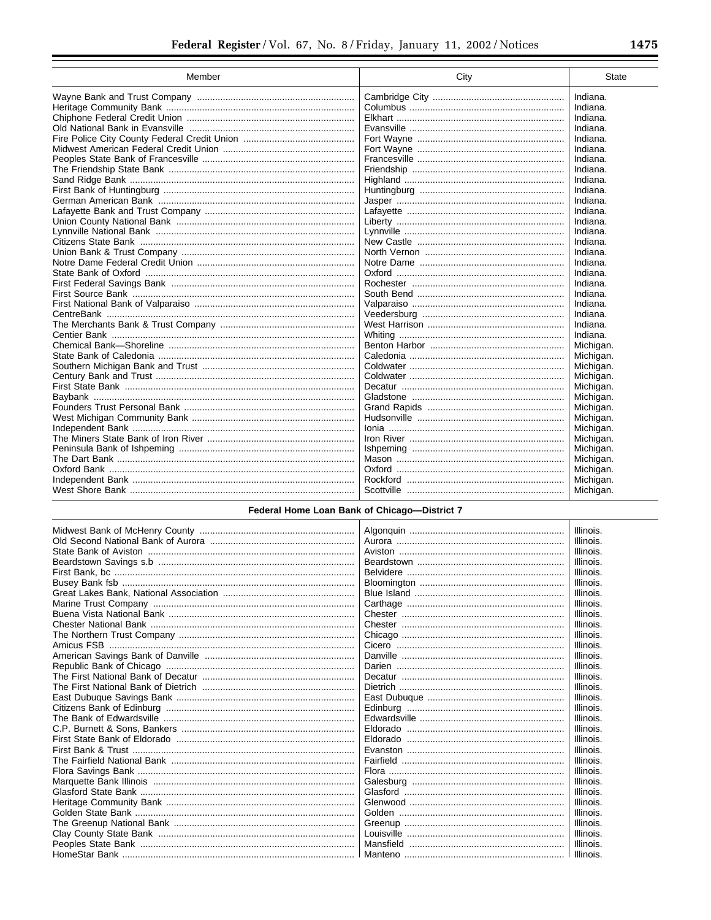| Member | City | State |
|---|---|---|
| Wayne Bank and Trust Company | Cambridge City | Indiana. |
| Heritage Community Bank | Columbus | Indiana. |
| Chiphone Federal Credit Union | Elkhart | Indiana. |
| Old National Bank in Evansville | Evansville | Indiana. |
| Fire Police City County Federal Credit Union | Fort Wayne | Indiana. |
| Midwest American Federal Credit Union | Fort Wayne | Indiana. |
| Peoples State Bank of Francesville | Francesville | Indiana. |
| The Friendship State Bank | Friendship | Indiana. |
| Sand Ridge Bank | Highland | Indiana. |
| First Bank of Huntingburg | Huntingburg | Indiana. |
| German American Bank | Jasper | Indiana. |
| Lafayette Bank and Trust Company | Lafayette | Indiana. |
| Union County National Bank | Liberty | Indiana. |
| Lynnville National Bank | Lynnville | Indiana. |
| Citizens State Bank | New Castle | Indiana. |
| Union Bank & Trust Company | North Vernon | Indiana. |
| Notre Dame Federal Credit Union | Notre Dame | Indiana. |
| State Bank of Oxford | Oxford | Indiana. |
| First Federal Savings Bank | Rochester | Indiana. |
| First Source Bank | South Bend | Indiana. |
| First National Bank of Valparaiso | Valparaiso | Indiana. |
| CentreBank | Veedersburg | Indiana. |
| The Merchants Bank & Trust Company | West Harrison | Indiana. |
| Centier Bank | Whiting | Indiana. |
| Chemical Bank—Shoreline | Benton Harbor | Michigan. |
| State Bank of Caledonia | Caledonia | Michigan. |
| Southern Michigan Bank and Trust | Coldwater | Michigan. |
| Century Bank and Trust | Coldwater | Michigan. |
| First State Bank | Decatur | Michigan. |
| Baybank | Gladstone | Michigan. |
| Founders Trust Personal Bank | Grand Rapids | Michigan. |
| West Michigan Community Bank | Hudsonville | Michigan. |
| Independent Bank | Ionia | Michigan. |
| The Miners State Bank of Iron River | Iron River | Michigan. |
| Peninsula Bank of Ishpeming | Ishpeming | Michigan. |
| The Dart Bank | Mason | Michigan. |
| Oxford Bank | Oxford | Michigan. |
| Independent Bank | Rockford | Michigan. |
| West Shore Bank | Scottville | Michigan. |

**Federal Home Loan Bank of Chicago—District 7**

| Member | City | State |
|---|---|---|
| Midwest Bank of McHenry County | Algonquin | Illinois. |
| Old Second National Bank of Aurora | Aurora | Illinois. |
| State Bank of Aviston | Aviston | Illinois. |
| Beardstown Savings s.b | Beardstown | Illinois. |
| First Bank, bc | Belvidere | Illinois. |
| Busey Bank fsb | Bloomington | Illinois. |
| Great Lakes Bank, National Association | Blue Island | Illinois. |
| Marine Trust Company | Carthage | Illinois. |
| Buena Vista National Bank | Chester | Illinois. |
| Chester National Bank | Chester | Illinois. |
| The Northern Trust Company | Chicago | Illinois. |
| Amicus FSB | Cicero | Illinois. |
| American Savings Bank of Danville | Danville | Illinois. |
| Republic Bank of Chicago | Darien | Illinois. |
| The First National Bank of Decatur | Decatur | Illinois. |
| The First National Bank of Dietrich | Dietrich | Illinois. |
| East Dubuque Savings Bank | East Dubuque | Illinois. |
| Citizens Bank of Edinburg | Edinburg | Illinois. |
| The Bank of Edwardsville | Edwardsville | Illinois. |
| C.P. Burnett & Sons, Bankers | Eldorado | Illinois. |
| First State Bank of Eldorado | Eldorado | Illinois. |
| First Bank & Trust | Evanston | Illinois. |
| The Fairfield National Bank | Fairfield | Illinois. |
| Flora Savings Bank | Flora | Illinois. |
| Marquette Bank Illinois | Galesburg | Illinois. |
| Glasford State Bank | Glasford | Illinois. |
| Heritage Community Bank | Glenwood | Illinois. |
| Golden State Bank | Golden | Illinois. |
| The Greenup National Bank | Greenup | Illinois. |
| Clay County State Bank | Louisville | Illinois. |
| Peoples State Bank | Mansfield | Illinois. |
| HomeStar Bank | Manteno | Illinois. |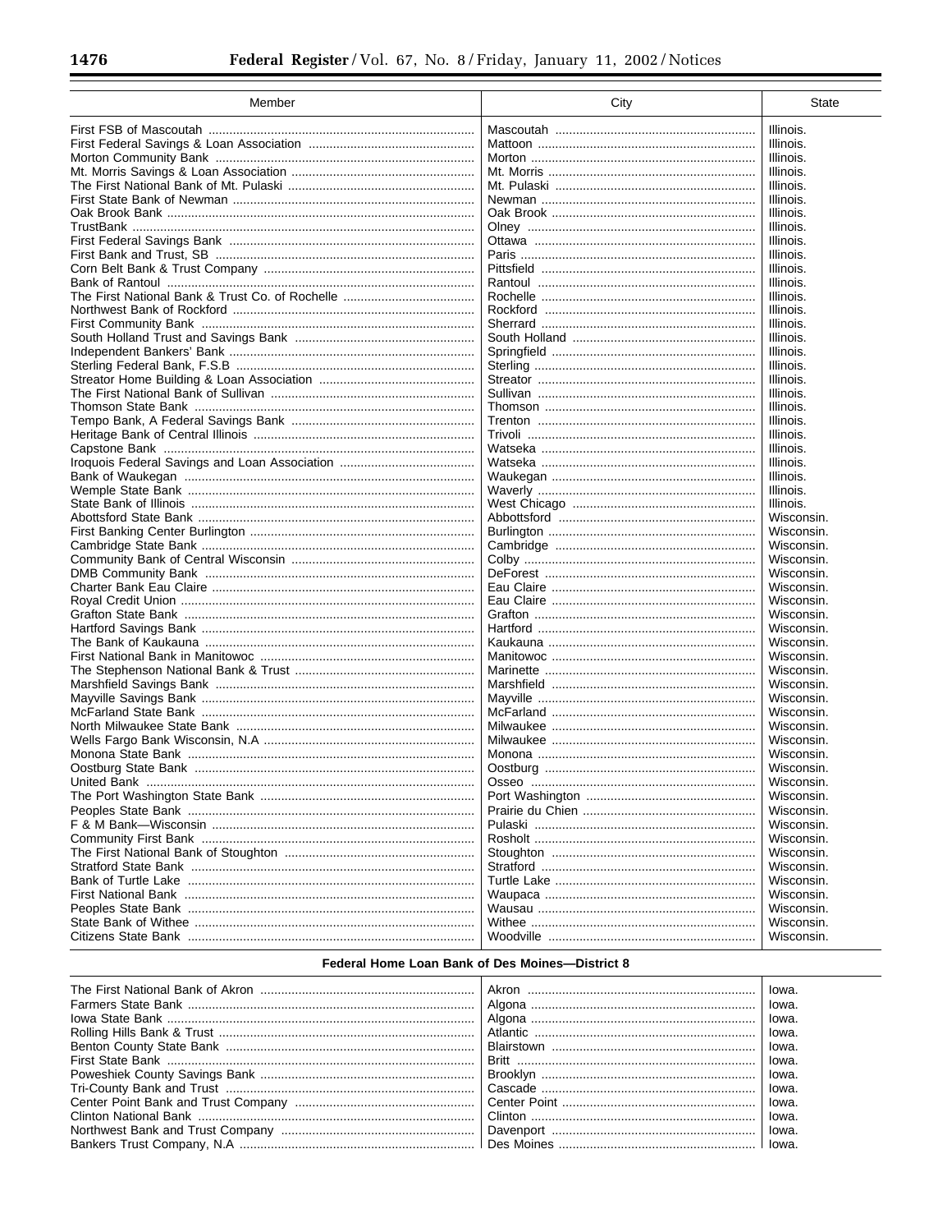| Member | City | State |
|---|---|---|
| First FSB of Mascoutah | Mascoutah | Illinois. |
| First Federal Savings & Loan Association | Mattoon | Illinois. |
| Morton Community Bank | Morton | Illinois. |
| Mt. Morris Savings & Loan Association | Mt. Morris | Illinois. |
| The First National Bank of Mt. Pulaski | Mt. Pulaski | Illinois. |
| First State Bank of Newman | Newman | Illinois. |
| Oak Brook Bank | Oak Brook | Illinois. |
| TrustBank | Olney | Illinois. |
| First Federal Savings Bank | Ottawa | Illinois. |
| First Bank and Trust, SB | Paris | Illinois. |
| Corn Belt Bank & Trust Company | Pittsfield | Illinois. |
| Bank of Rantoul | Rantoul | Illinois. |
| The First National Bank & Trust Co. of Rochelle | Rochelle | Illinois. |
| Northwest Bank of Rockford | Rockford | Illinois. |
| First Community Bank | Sherrard | Illinois. |
| South Holland Trust and Savings Bank | South Holland | Illinois. |
| Independent Bankers' Bank | Springfield | Illinois. |
| Sterling Federal Bank, F.S.B | Sterling | Illinois. |
| Streator Home Building & Loan Association | Streator | Illinois. |
| The First National Bank of Sullivan | Sullivan | Illinois. |
| Thomson State Bank | Thomson | Illinois. |
| Tempo Bank, A Federal Savings Bank | Trenton | Illinois. |
| Heritage Bank of Central Illinois | Trivoli | Illinois. |
| Capstone Bank | Watseka | Illinois. |
| Iroquois Federal Savings and Loan Association | Watseka | Illinois. |
| Bank of Waukegan | Waukegan | Illinois. |
| Wemple State Bank | Waverly | Illinois. |
| State Bank of Illinois | West Chicago | Illinois. |
| Abottsford State Bank | Abbottsford | Wisconsin. |
| First Banking Center Burlington | Burlington | Wisconsin. |
| Cambridge State Bank | Cambridge | Wisconsin. |
| Community Bank of Central Wisconsin | Colby | Wisconsin. |
| DMB Community Bank | DeForest | Wisconsin. |
| Charter Bank Eau Claire | Eau Claire | Wisconsin. |
| Royal Credit Union | Eau Claire | Wisconsin. |
| Grafton State Bank | Grafton | Wisconsin. |
| Hartford Savings Bank | Hartford | Wisconsin. |
| The Bank of Kaukauna | Kaukauna | Wisconsin. |
| First National Bank in Manitowoc | Manitowoc | Wisconsin. |
| The Stephenson National Bank & Trust | Marinette | Wisconsin. |
| Marshfield Savings Bank | Marshfield | Wisconsin. |
| Mayville Savings Bank | Mayville | Wisconsin. |
| McFarland State Bank | McFarland | Wisconsin. |
| North Milwaukee State Bank | Milwaukee | Wisconsin. |
| Wells Fargo Bank Wisconsin, N.A | Milwaukee | Wisconsin. |
| Monona State Bank | Monona | Wisconsin. |
| Oostburg State Bank | Oostburg | Wisconsin. |
| United Bank | Osseo | Wisconsin. |
| The Port Washington State Bank | Port Washington | Wisconsin. |
| Peoples State Bank | Prairie du Chien | Wisconsin. |
| F & M Bank—Wisconsin | Pulaski | Wisconsin. |
| Community First Bank | Rosholt | Wisconsin. |
| The First National Bank of Stoughton | Stoughton | Wisconsin. |
| Stratford State Bank | Stratford | Wisconsin. |
| Bank of Turtle Lake | Turtle Lake | Wisconsin. |
| First National Bank | Waupaca | Wisconsin. |
| Peoples State Bank | Wausau | Wisconsin. |
| State Bank of Withee | Withee | Wisconsin. |
| Citizens State Bank | Woodville | Wisconsin. |
| **Federal Home Loan Bank of Des Moines—District 8** | | |
| The First National Bank of Akron | Akron | Iowa. |
| Farmers State Bank | Algona | Iowa. |
| Iowa State Bank | Algona | Iowa. |
| Rolling Hills Bank & Trust | Atlantic | Iowa. |
| Benton County State Bank | Blairstown | Iowa. |
| First State Bank | Britt | Iowa. |
| Poweshiek County Savings Bank | Brooklyn | Iowa. |
| Tri-County Bank and Trust | Cascade | Iowa. |
| Center Point Bank and Trust Company | Center Point | Iowa. |
| Clinton National Bank | Clinton | Iowa. |
| Northwest Bank and Trust Company | Davenport | Iowa. |
| Bankers Trust Company, N.A | Des Moines | Iowa. |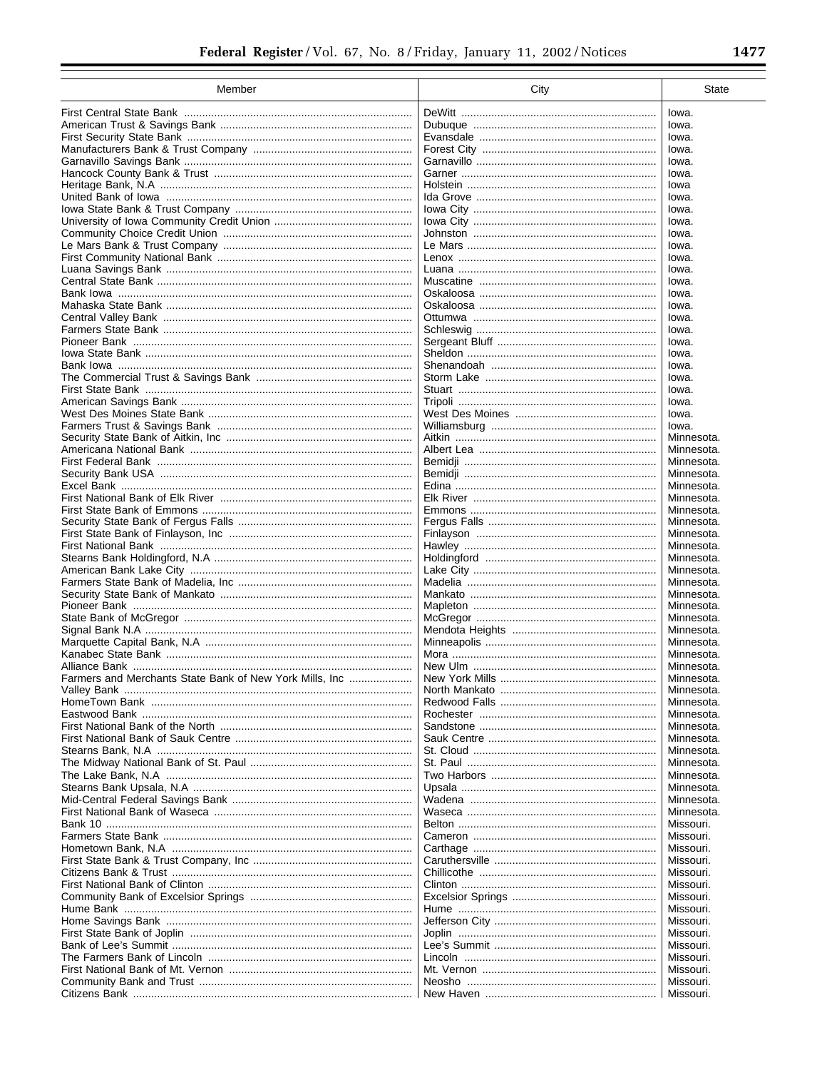| Member | City | State |
|---|---|---|
| First Central State Bank | DeWitt | Iowa. |
| American Trust & Savings Bank | Dubuque | Iowa. |
| First Security State Bank | Evansdale | Iowa. |
| Manufacturers Bank & Trust Company | Forest City | Iowa. |
| Garnavillo Savings Bank | Garnavillo | Iowa. |
| Hancock County Bank & Trust | Garner | Iowa. |
| Heritage Bank, N.A | Holstein | Iowa |
| United Bank of Iowa | Ida Grove | Iowa. |
| Iowa State Bank & Trust Company | Iowa City | Iowa. |
| University of Iowa Community Credit Union | Iowa City | Iowa. |
| Community Choice Credit Union | Johnston | Iowa. |
| Le Mars Bank & Trust Company | Le Mars | Iowa. |
| First Community National Bank | Lenox | Iowa. |
| Luana Savings Bank | Luana | Iowa. |
| Central State Bank | Muscatine | Iowa. |
| Bank Iowa | Oskaloosa | Iowa. |
| Mahaska State Bank | Oskaloosa | Iowa. |
| Central Valley Bank | Ottumwa | Iowa. |
| Farmers State Bank | Schleswig | Iowa. |
| Pioneer Bank | Sergeant Bluff | Iowa. |
| Iowa State Bank | Sheldon | Iowa. |
| Bank Iowa | Shenandoah | Iowa. |
| The Commercial Trust & Savings Bank | Storm Lake | Iowa. |
| First State Bank | Stuart | Iowa. |
| American Savings Bank | Tripoli | Iowa. |
| West Des Moines State Bank | West Des Moines | Iowa. |
| Farmers Trust & Savings Bank | Williamsburg | Iowa. |
| Security State Bank of Aitkin, Inc | Aitkin | Minnesota. |
| Americana National Bank | Albert Lea | Minnesota. |
| First Federal Bank | Bemidji | Minnesota. |
| Security Bank USA | Bemidji | Minnesota. |
| Excel Bank | Edina | Minnesota. |
| First National Bank of Elk River | Elk River | Minnesota. |
| First State Bank of Emmons | Emmons | Minnesota. |
| Security State Bank of Fergus Falls | Fergus Falls | Minnesota. |
| First State Bank of Finlayson, Inc | Finlayson | Minnesota. |
| First National Bank | Hawley | Minnesota. |
| Stearns Bank Holdingford, N.A | Holdingford | Minnesota. |
| American Bank Lake City | Lake City | Minnesota. |
| Farmers State Bank of Madelia, Inc | Madelia | Minnesota. |
| Security State Bank of Mankato | Mankato | Minnesota. |
| Pioneer Bank | Mapleton | Minnesota. |
| State Bank of McGregor | McGregor | Minnesota. |
| Signal Bank N.A | Mendota Heights | Minnesota. |
| Marquette Capital Bank, N.A | Minneapolis | Minnesota. |
| Kanabec State Bank | Mora | Minnesota. |
| Alliance Bank | New Ulm | Minnesota. |
| Farmers and Merchants State Bank of New York Mills, Inc | New York Mills | Minnesota. |
| Valley Bank | North Mankato | Minnesota. |
| HomeTown Bank | Redwood Falls | Minnesota. |
| Eastwood Bank | Rochester | Minnesota. |
| First National Bank of the North | Sandstone | Minnesota. |
| First National Bank of Sauk Centre | Sauk Centre | Minnesota. |
| Stearns Bank, N.A | St. Cloud | Minnesota. |
| The Midway National Bank of St. Paul | St. Paul | Minnesota. |
| The Lake Bank, N.A | Two Harbors | Minnesota. |
| Stearns Bank Upsala, N.A | Upsala | Minnesota. |
| Mid-Central Federal Savings Bank | Wadena | Minnesota. |
| First National Bank of Waseca | Waseca | Minnesota. |
| Bank 10 | Belton | Missouri. |
| Farmers State Bank | Cameron | Missouri. |
| Hometown Bank, N.A | Carthage | Missouri. |
| First State Bank & Trust Company, Inc | Caruthersville | Missouri. |
| Citizens Bank & Trust | Chillicothe | Missouri. |
| First National Bank of Clinton | Clinton | Missouri. |
| Community Bank of Excelsior Springs | Excelsior Springs | Missouri. |
| Hume Bank | Hume | Missouri. |
| Home Savings Bank | Jefferson City | Missouri. |
| First State Bank of Joplin | Joplin | Missouri. |
| Bank of Lee's Summit | Lee's Summit | Missouri. |
| The Farmers Bank of Lincoln | Lincoln | Missouri. |
| First National Bank of Mt. Vernon | Mt. Vernon | Missouri. |
| Community Bank and Trust | Neosho | Missouri. |
| Citizens Bank | New Haven | Missouri. |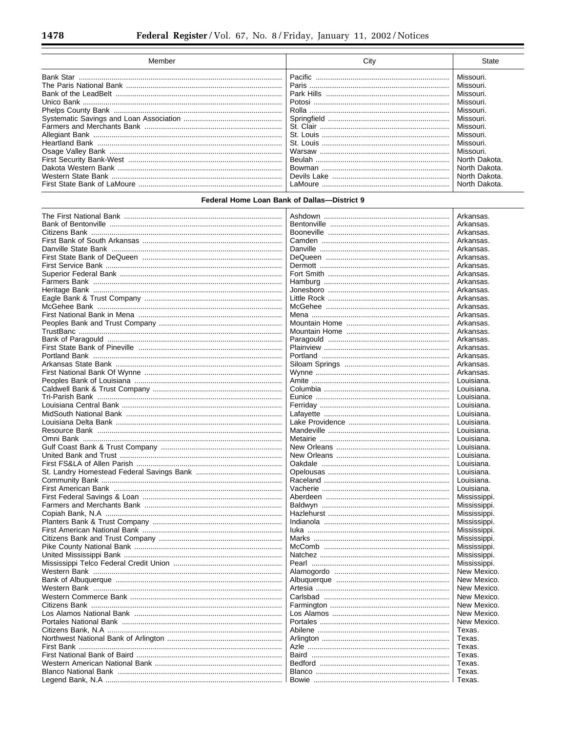| Member | City | State |
|---|---|---|
| Bank Star | Pacific | Missouri. |
| The Paris National Bank | Paris | Missouri. |
| Bank of the LeadBelt | Park Hills | Missouri. |
| Unico Bank | Potosi | Missouri. |
| Phelps County Bank | Rolla | Missouri. |
| Systematic Savings and Loan Association | Springfield | Missouri. |
| Farmers and Merchants Bank | St. Clair | Missouri. |
| Allegiant Bank | St. Louis | Missouri. |
| Heartland Bank | St. Louis | Missouri. |
| Osage Valley Bank | Warsaw | Missouri. |
| First Security Bank-West | Beulah | North Dakota. |
| Dakota Western Bank | Bowman | North Dakota. |
| Western State Bank | Devils Lake | North Dakota. |
| First State Bank of LaMoure | LaMoure | North Dakota. |
| **Federal Home Loan Bank of Dallas—District 9** | | |
| The First National Bank | Ashdown | Arkansas. |
| Bank of Bentonville | Bentonville | Arkansas. |
| Citizens Bank | Booneville | Arkansas. |
| First Bank of South Arkansas | Camden | Arkansas. |
| Danville State Bank | Danville | Arkansas. |
| First State Bank of DeQueen | DeQueen | Arkansas. |
| First Service Bank | Dermott | Arkansas. |
| Superior Federal Bank | Fort Smith | Arkansas. |
| Farmers Bank | Hamburg | Arkansas. |
| Heritage Bank | Jonesboro | Arkansas. |
| Eagle Bank & Trust Company | Little Rock | Arkansas. |
| McGehee Bank | McGehee | Arkansas. |
| First National Bank in Mena | Mena | Arkansas. |
| Peoples Bank and Trust Company | Mountain Home | Arkansas. |
| TrustBanc | Mountain Home | Arkansas. |
| Bank of Paragould | Paragould | Arkansas. |
| First State Bank of Pineville | Plainview | Arkansas. |
| Portland Bank | Portland | Arkansas. |
| Arkansas State Bank | Siloam Springs | Arkansas. |
| First National Bank Of Wynne | Wynne | Arkansas. |
| Peoples Bank of Louisiana | Amite | Louisiana. |
| Caldwell Bank & Trust Company | Columbia | Louisiana. |
| Tri-Parish Bank | Eunice | Louisiana. |
| Louisiana Central Bank | Ferriday | Louisiana. |
| MidSouth National Bank | Lafayette | Louisiana. |
| Louisiana Delta Bank | Lake Providence | Louisiana. |
| Resource Bank | Mandeville | Louisiana. |
| Omni Bank | Metairie | Louisiana. |
| Gulf Coast Bank & Trust Company | New Orleans | Louisiana. |
| United Bank and Trust | New Orleans | Louisiana. |
| First FS&LA of Allen Parish | Oakdale | Louisiana. |
| St. Landry Homestead Federal Savings Bank | Opelousas | Louisiana. |
| Community Bank | Raceland | Louisiana. |
| First American Bank | Vacherie | Louisiana. |
| First Federal Savings & Loan | Aberdeen | Mississippi. |
| Farmers and Merchants Bank | Baldwyn | Mississippi. |
| Copiah Bank, N.A | Hazlehurst | Mississippi. |
| Planters Bank & Trust Company | Indianola | Mississippi. |
| First American National Bank | Iuka | Mississippi. |
| Citizens Bank and Trust Company | Marks | Mississippi. |
| Pike County National Bank | McComb | Mississippi. |
| United Mississippi Bank | Natchez | Mississippi. |
| Mississippi Telco Federal Credit Union | Pearl | Mississippi. |
| Western Bank | Alamogordo | New Mexico. |
| Bank of Albuquerque | Albuquerque | New Mexico. |
| Western Bank | Artesia | New Mexico. |
| Western Commerce Bank | Carlsbad | New Mexico. |
| Citizens Bank | Farmington | New Mexico. |
| Los Alamos National Bank | Los Alamos | New Mexico. |
| Portales National Bank | Portales | New Mexico. |
| Citizens Bank, N.A | Abilene | Texas. |
| Northwest National Bank of Arlington | Arlington | Texas. |
| First Bank | Azle | Texas. |
| First National Bank of Baird | Baird | Texas. |
| Western American National Bank | Bedford | Texas. |
| Blanco National Bank | Blanco | Texas. |
| Legend Bank, N.A | Bowie | Texas. |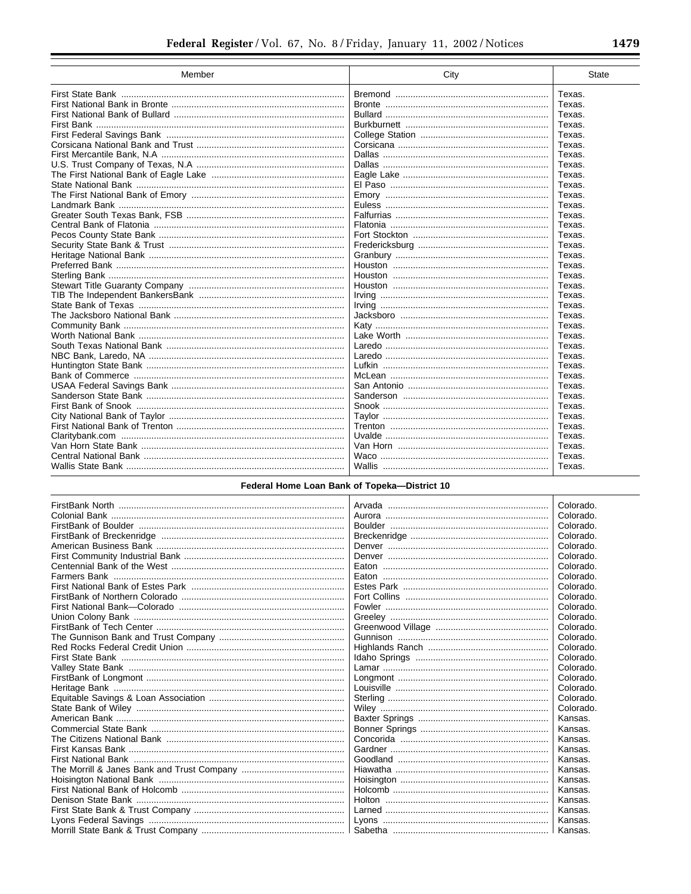| Member | City | State |
|---|---|---|
| First State Bank | Bremond | Texas. |
| First National Bank in Bronte | Bronte | Texas. |
| First National Bank of Bullard | Bullard | Texas. |
| First Bank | Burkburnett | Texas. |
| First Federal Savings Bank | College Station | Texas. |
| Corsicana National Bank and Trust | Corsicana | Texas. |
| First Mercantile Bank, N.A | Dallas | Texas. |
| U.S. Trust Company of Texas, N.A | Dallas | Texas. |
| The First National Bank of Eagle Lake | Eagle Lake | Texas. |
| State National Bank | El Paso | Texas. |
| The First National Bank of Emory | Emory | Texas. |
| Landmark Bank | Euless | Texas. |
| Greater South Texas Bank, FSB | Falfurrias | Texas. |
| Central Bank of Flatonia | Flatonia | Texas. |
| Pecos County State Bank | Fort Stockton | Texas. |
| Security State Bank & Trust | Fredericksburg | Texas. |
| Heritage National Bank | Granbury | Texas. |
| Preferred Bank | Houston | Texas. |
| Sterling Bank | Houston | Texas. |
| Stewart Title Guaranty Company | Houston | Texas. |
| TIB The Independent BankersBank | Irving | Texas. |
| State Bank of Texas | Irving | Texas. |
| The Jacksboro National Bank | Jacksboro | Texas. |
| Community Bank | Katy | Texas. |
| Worth National Bank | Lake Worth | Texas. |
| South Texas National Bank | Laredo | Texas. |
| NBC Bank, Laredo, NA | Laredo | Texas. |
| Huntington State Bank | Lufkin | Texas. |
| Bank of Commerce | McLean | Texas. |
| USAA Federal Savings Bank | San Antonio | Texas. |
| Sanderson State Bank | Sanderson | Texas. |
| First Bank of Snook | Snook | Texas. |
| City National Bank of Taylor | Taylor | Texas. |
| First National Bank of Trenton | Trenton | Texas. |
| Claritybank.com | Uvalde | Texas. |
| Van Horn State Bank | Van Horn | Texas. |
| Central National Bank | Waco | Texas. |
| Wallis State Bank | Wallis | Texas. |

**Federal Home Loan Bank of Topeka—District 10**

| Member | City | State |
|---|---|---|
| FirstBank North | Arvada | Colorado. |
| Colonial Bank | Aurora | Colorado. |
| FirstBank of Boulder | Boulder | Colorado. |
| FirstBank of Breckenridge | Breckenridge | Colorado. |
| American Business Bank | Denver | Colorado. |
| First Community Industrial Bank | Denver | Colorado. |
| Centennial Bank of the West | Eaton | Colorado. |
| Farmers Bank | Eaton | Colorado. |
| First National Bank of Estes Park | Estes Park | Colorado. |
| FirstBank of Northern Colorado | Fort Collins | Colorado. |
| First National Bank—Colorado | Fowler | Colorado. |
| Union Colony Bank | Greeley | Colorado. |
| FirstBank of Tech Center | Greenwood Village | Colorado. |
| The Gunnison Bank and Trust Company | Gunnison | Colorado. |
| Red Rocks Federal Credit Union | Highlands Ranch | Colorado. |
| First State Bank | Idaho Springs | Colorado. |
| Valley State Bank | Lamar | Colorado. |
| FirstBank of Longmont | Longmont | Colorado. |
| Heritage Bank | Louisville | Colorado. |
| Equitable Savings & Loan Association | Sterling | Colorado. |
| State Bank of Wiley | Wiley | Colorado. |
| American Bank | Baxter Springs | Kansas. |
| Commercial State Bank | Bonner Springs | Kansas. |
| The Citizens National Bank | Concorida | Kansas. |
| First Kansas Bank | Gardner | Kansas. |
| First National Bank | Goodland | Kansas. |
| The Morrill & Janes Bank and Trust Company | Hiawatha | Kansas. |
| Hoisington National Bank | Hoisington | Kansas. |
| First National Bank of Holcomb | Holcomb | Kansas. |
| Denison State Bank | Holton | Kansas. |
| First State Bank & Trust Company | Larned | Kansas. |
| Lyons Federal Savings | Lyons | Kansas. |
| Morrill State Bank & Trust Company | Sabetha | Kansas. |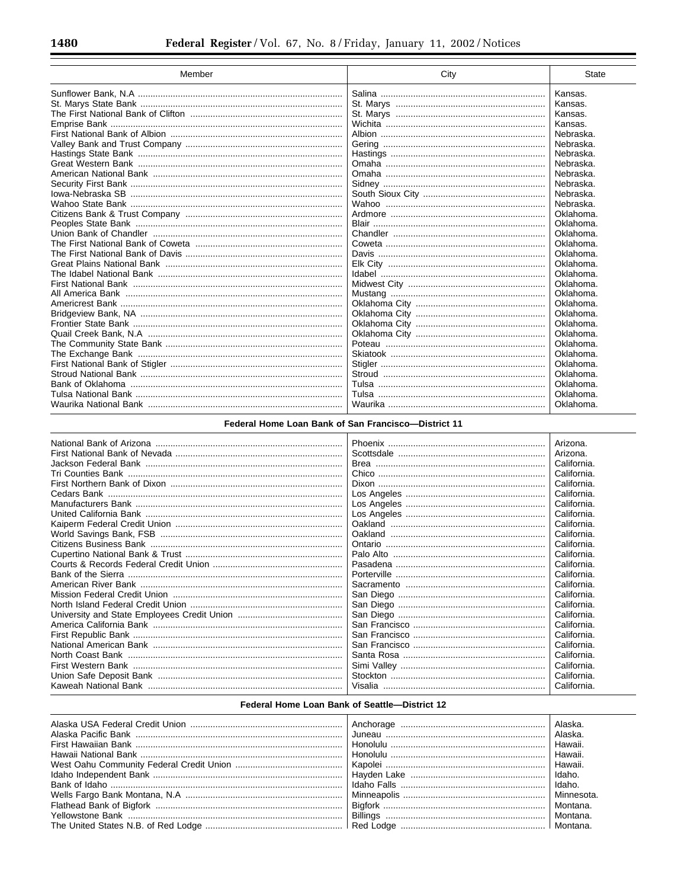| Member | City | State |
|---|---|---|
| Sunflower Bank, N.A | Salina | Kansas. |
| St. Marys State Bank | St. Marys | Kansas. |
| The First National Bank of Clifton | St. Marys | Kansas. |
| Emprise Bank | Wichita | Kansas. |
| First National Bank of Albion | Albion | Nebraska. |
| Valley Bank and Trust Company | Gering | Nebraska. |
| Hastings State Bank | Hastings | Nebraska. |
| Great Western Bank | Omaha | Nebraska. |
| American National Bank | Omaha | Nebraska. |
| Security First Bank | Sidney | Nebraska. |
| Iowa-Nebraska SB | South Sioux City | Nebraska. |
| Wahoo State Bank | Wahoo | Nebraska. |
| Citizens Bank & Trust Company | Ardmore | Oklahoma. |
| Peoples State Bank | Blair | Oklahoma. |
| Union Bank of Chandler | Chandler | Oklahoma. |
| The First National Bank of Coweta | Coweta | Oklahoma. |
| The First National Bank of Davis | Davis | Oklahoma. |
| Great Plains National Bank | Elk City | Oklahoma. |
| The Idabel National Bank | Idabel | Oklahoma. |
| First National Bank | Midwest City | Oklahoma. |
| All America Bank | Mustang | Oklahoma. |
| Americrest Bank | Oklahoma City | Oklahoma. |
| Bridgeview Bank, NA | Oklahoma City | Oklahoma. |
| Frontier State Bank | Oklahoma City | Oklahoma. |
| Quail Creek Bank, N.A | Oklahoma City | Oklahoma. |
| The Community State Bank | Poteau | Oklahoma. |
| The Exchange Bank | Skiatook | Oklahoma. |
| First National Bank of Stigler | Stigler | Oklahoma. |
| Stroud National Bank | Stroud | Oklahoma. |
| Bank of Oklahoma | Tulsa | Oklahoma. |
| Tulsa National Bank | Tulsa | Oklahoma. |
| Waurika National Bank | Waurika | Oklahoma. |
| **Federal Home Loan Bank of San Francisco—District 11** | | |
| National Bank of Arizona | Phoenix | Arizona. |
| First National Bank of Nevada | Scottsdale | Arizona. |
| Jackson Federal Bank | Brea | California. |
| Tri Counties Bank | Chico | California. |
| First Northern Bank of Dixon | Dixon | California. |
| Cedars Bank | Los Angeles | California. |
| Manufacturers Bank | Los Angeles | California. |
| United California Bank | Los Angeles | California. |
| Kaiperm Federal Credit Union | Oakland | California. |
| World Savings Bank, FSB | Oakland | California. |
| Citizens Business Bank | Ontario | California. |
| Cupertino National Bank & Trust | Palo Alto | California. |
| Courts & Records Federal Credit Union | Pasadena | California. |
| Bank of the Sierra | Porterville | California. |
| American River Bank | Sacramento | California. |
| Mission Federal Credit Union | San Diego | California. |
| North Island Federal Credit Union | San Diego | California. |
| University and State Employees Credit Union | San Diego | California. |
| America California Bank | San Francisco | California. |
| First Republic Bank | San Francisco | California. |
| National American Bank | San Francisco | California. |
| North Coast Bank | Santa Rosa | California. |
| First Western Bank | Simi Valley | California. |
| Union Safe Deposit Bank | Stockton | California. |
| Kaweah National Bank | Visalia | California. |
| **Federal Home Loan Bank of Seattle—District 12** | | |
| Alaska USA Federal Credit Union | Anchorage | Alaska. |
| Alaska Pacific Bank | Juneau | Alaska. |
| First Hawaiian Bank | Honolulu | Hawaii. |
| Hawaii National Bank | Honolulu | Hawaii. |
| West Oahu Community Federal Credit Union | Kapolei | Hawaii. |
| Idaho Independent Bank | Hayden Lake | Idaho. |
| Bank of Idaho | Idaho Falls | Idaho. |
| Wells Fargo Bank Montana, N.A | Minneapolis | Minnesota. |
| Flathead Bank of Bigfork | Bigfork | Montana. |
| Yellowstone Bank | Billings | Montana. |
| The United States N.B. of Red Lodge | Red Lodge | Montana. |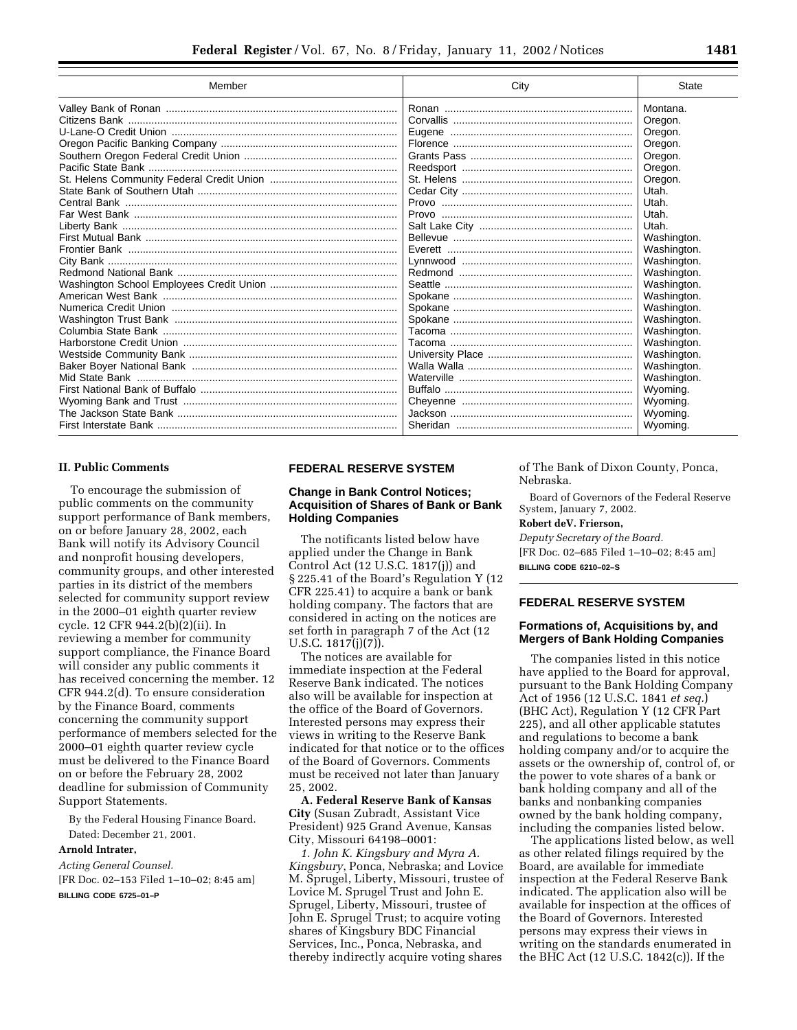| Member | City | State |
|---|---|---|
| Valley Bank of Ronan | Ronan | Montana. |
| Citizens Bank | Corvallis | Oregon. |
| U-Lane-O Credit Union | Eugene | Oregon. |
| Oregon Pacific Banking Company | Florence | Oregon. |
| Southern Oregon Federal Credit Union | Grants Pass | Oregon. |
| Pacific State Bank | Reedsport | Oregon. |
| St. Helens Community Federal Credit Union | St. Helens | Oregon. |
| State Bank of Southern Utah | Cedar City | Utah. |
| Central Bank | Provo | Utah. |
| Far West Bank | Provo | Utah. |
| Liberty Bank | Salt Lake City | Utah. |
| First Mutual Bank | Bellevue | Washington. |
| Frontier Bank | Everett | Washington. |
| City Bank | Lynnwood | Washington. |
| Redmond National Bank | Redmond | Washington. |
| Washington School Employees Credit Union | Seattle | Washington. |
| American West Bank | Spokane | Washington. |
| Numerica Credit Union | Spokane | Washington. |
| Washington Trust Bank | Spokane | Washington. |
| Columbia State Bank | Tacoma | Washington. |
| Harborstone Credit Union | Tacoma | Washington. |
| Westside Community Bank | University Place | Washington. |
| Baker Boyer National Bank | Walla Walla | Washington. |
| Mid State Bank | Waterville | Washington. |
| First National Bank of Buffalo | Buffalo | Wyoming. |
| Wyoming Bank and Trust | Cheyenne | Wyoming. |
| The Jackson State Bank | Jackson | Wyoming. |
| First Interstate Bank | Sheridan | Wyoming. |

## II. Public Comments

To encourage the submission of public comments on the community support performance of Bank members, on or before January 28, 2002, each Bank will notify its Advisory Council and nonprofit housing developers, community groups, and other interested parties in its district of the members selected for community support review in the 2000–01 eighth quarter review cycle. 12 CFR 944.2(b)(2)(ii). In reviewing a member for community support compliance, the Finance Board will consider any public comments it has received concerning the member. 12 CFR 944.2(d). To ensure consideration by the Finance Board, comments concerning the community support performance of members selected for the 2000–01 eighth quarter review cycle must be delivered to the Finance Board on or before the February 28, 2002 deadline for submission of Community Support Statements.

By the Federal Housing Finance Board.

Dated: December 21, 2001.

**Arnold Intrater,**

*Acting General Counsel.*

[FR Doc. 02–153 Filed 1–10–02; 8:45 am]

**BILLING CODE 6725–01–P**

## FEDERAL RESERVE SYSTEM

### Change in Bank Control Notices; Acquisition of Shares of Bank or Bank Holding Companies

The notificants listed below have applied under the Change in Bank Control Act (12 U.S.C. 1817(j)) and § 225.41 of the Board's Regulation Y (12 CFR 225.41) to acquire a bank or bank holding company. The factors that are considered in acting on the notices are set forth in paragraph 7 of the Act (12 U.S.C. 1817(j)(7)).

The notices are available for immediate inspection at the Federal Reserve Bank indicated. The notices also will be available for inspection at the office of the Board of Governors. Interested persons may express their views in writing to the Reserve Bank indicated for that notice or to the offices of the Board of Governors. Comments must be received not later than January 25, 2002.

**A. Federal Reserve Bank of Kansas City** (Susan Zubradt, Assistant Vice President) 925 Grand Avenue, Kansas City, Missouri 64198–0001:

*1. John K. Kingsbury and Myra A. Kingsbury*, Ponca, Nebraska; and Lovice M. Sprugel, Liberty, Missouri, trustee of Lovice M. Sprugel Trust and John E. Sprugel, Liberty, Missouri, trustee of John E. Sprugel Trust; to acquire voting shares of Kingsbury BDC Financial Services, Inc., Ponca, Nebraska, and thereby indirectly acquire voting shares of The Bank of Dixon County, Ponca, Nebraska.

Board of Governors of the Federal Reserve System, January 7, 2002.

**Robert deV. Frierson,**

*Deputy Secretary of the Board.*

[FR Doc. 02–685 Filed 1–10–02; 8:45 am]

**BILLING CODE 6210–02–S**

## FEDERAL RESERVE SYSTEM

### Formations of, Acquisitions by, and Mergers of Bank Holding Companies

The companies listed in this notice have applied to the Board for approval, pursuant to the Bank Holding Company Act of 1956 (12 U.S.C. 1841 *et seq.*) (BHC Act), Regulation Y (12 CFR Part 225), and all other applicable statutes and regulations to become a bank holding company and/or to acquire the assets or the ownership of, control of, or the power to vote shares of a bank or bank holding company and all of the banks and nonbanking companies owned by the bank holding company, including the companies listed below.

The applications listed below, as well as other related filings required by the Board, are available for immediate inspection at the Federal Reserve Bank indicated. The application also will be available for inspection at the offices of the Board of Governors. Interested persons may express their views in writing on the standards enumerated in the BHC Act (12 U.S.C. 1842(c)). If the